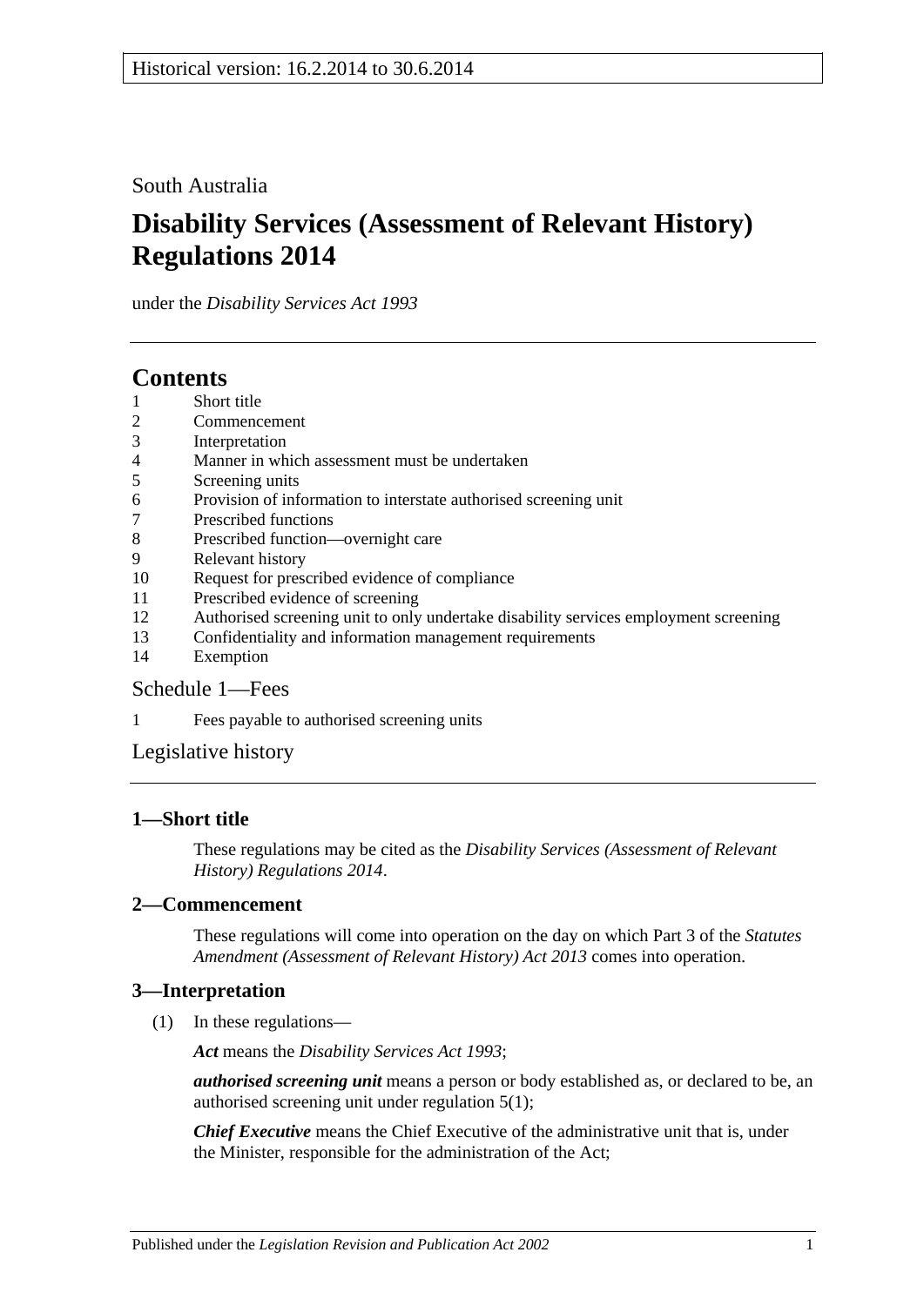Historical version: 16.2.2014 to 30.6.2014

South Australia

# Disability Services (Assessment of Relevant History) Regulations 2014

under the *Disability Services Act 1993*

## Contents

1 Short title
2 Commencement
3 Interpretation
4 Manner in which assessment must be undertaken
5 Screening units
6 Provision of information to interstate authorised screening unit
7 Prescribed functions
8 Prescribed function—overnight care
9 Relevant history
10 Request for prescribed evidence of compliance
11 Prescribed evidence of screening
12 Authorised screening unit to only undertake disability services employment screening
13 Confidentiality and information management requirements
14 Exemption

Schedule 1—Fees

1 Fees payable to authorised screening units

Legislative history

### 1—Short title

These regulations may be cited as the *Disability Services (Assessment of Relevant History) Regulations 2014*.

### 2—Commencement

These regulations will come into operation on the day on which Part 3 of the *Statutes Amendment (Assessment of Relevant History) Act 2013* comes into operation.

### 3—Interpretation

(1) In these regulations—

***Act*** means the *Disability Services Act 1993*;

***authorised screening unit*** means a person or body established as, or declared to be, an authorised screening unit under regulation 5(1);

***Chief Executive*** means the Chief Executive of the administrative unit that is, under the Minister, responsible for the administration of the Act;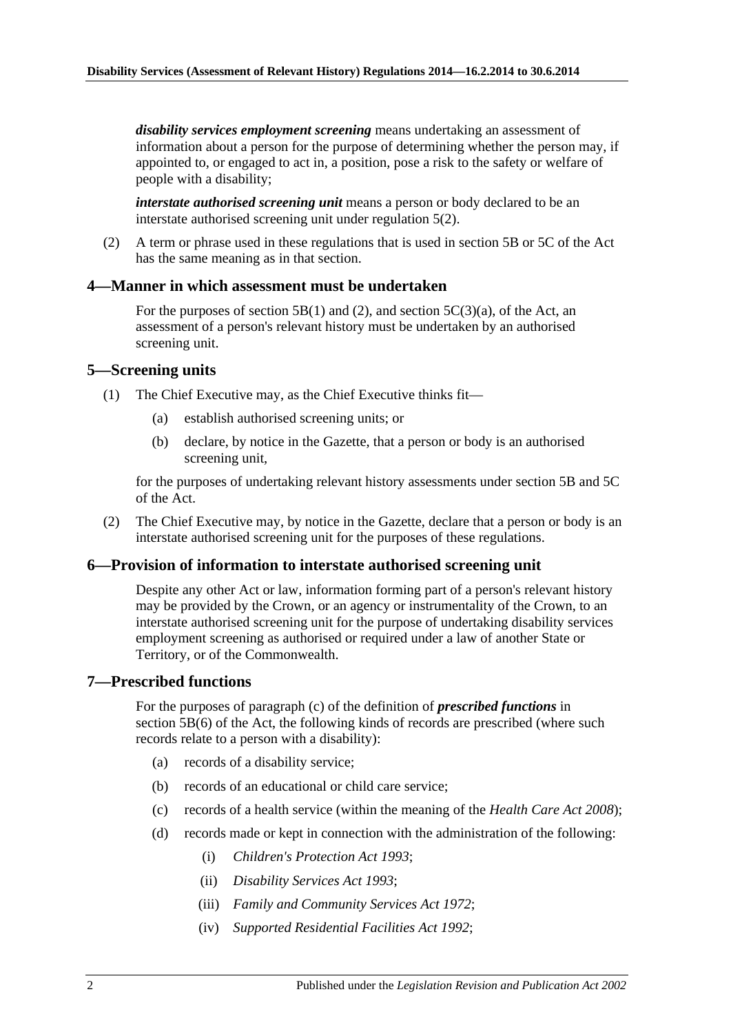***disability services employment screening*** means undertaking an assessment of information about a person for the purpose of determining whether the person may, if appointed to, or engaged to act in, a position, pose a risk to the safety or welfare of people with a disability;

***interstate authorised screening unit*** means a person or body declared to be an interstate authorised screening unit under regulation 5(2).

(2) A term or phrase used in these regulations that is used in section 5B or 5C of the Act has the same meaning as in that section.

## 4—Manner in which assessment must be undertaken

For the purposes of section 5B(1) and (2), and section 5C(3)(a), of the Act, an assessment of a person's relevant history must be undertaken by an authorised screening unit.

## 5—Screening units

(1) The Chief Executive may, as the Chief Executive thinks fit—

(a) establish authorised screening units; or

(b) declare, by notice in the Gazette, that a person or body is an authorised screening unit,

for the purposes of undertaking relevant history assessments under section 5B and 5C of the Act.

(2) The Chief Executive may, by notice in the Gazette, declare that a person or body is an interstate authorised screening unit for the purposes of these regulations.

## 6—Provision of information to interstate authorised screening unit

Despite any other Act or law, information forming part of a person's relevant history may be provided by the Crown, or an agency or instrumentality of the Crown, to an interstate authorised screening unit for the purpose of undertaking disability services employment screening as authorised or required under a law of another State or Territory, or of the Commonwealth.

## 7—Prescribed functions

For the purposes of paragraph (c) of the definition of ***prescribed functions*** in section 5B(6) of the Act, the following kinds of records are prescribed (where such records relate to a person with a disability):

(a) records of a disability service;

(b) records of an educational or child care service;

(c) records of a health service (within the meaning of the *Health Care Act 2008*);

(d) records made or kept in connection with the administration of the following:

(i) *Children's Protection Act 1993*;

(ii) *Disability Services Act 1993*;

(iii) *Family and Community Services Act 1972*;

(iv) *Supported Residential Facilities Act 1992*;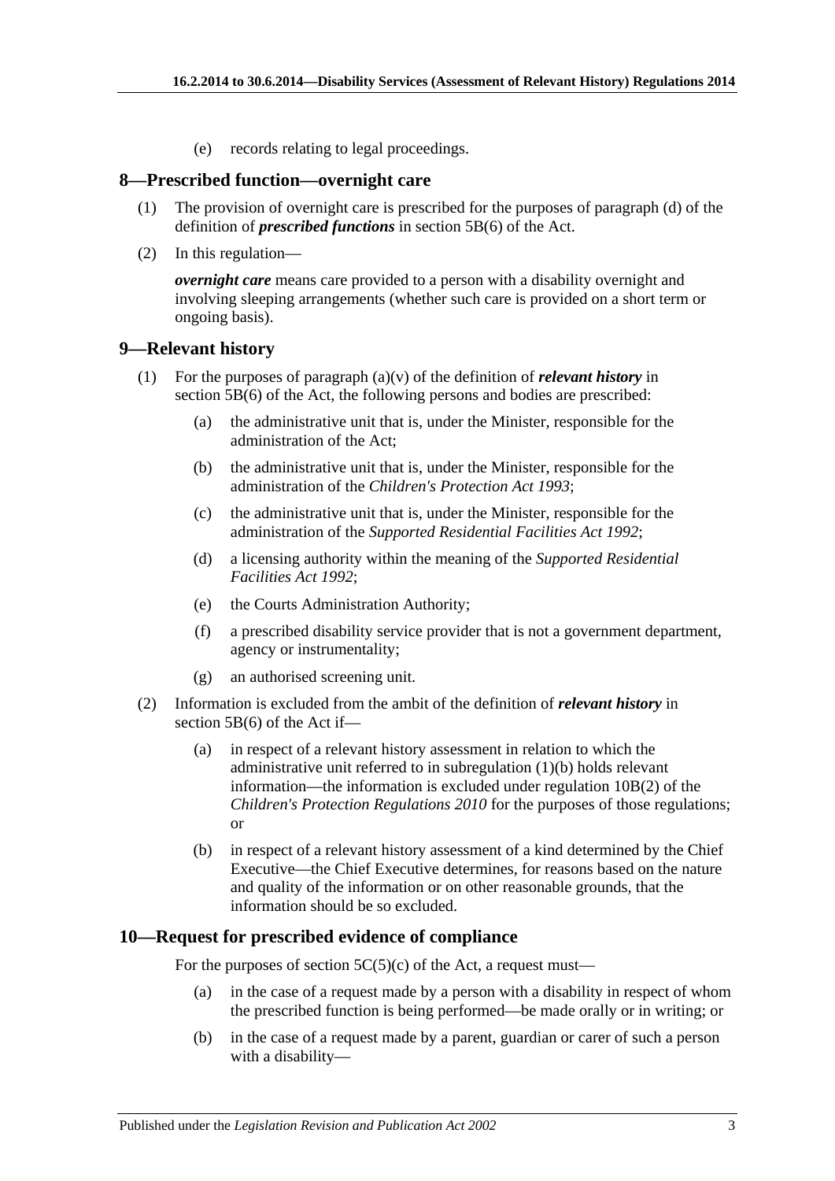(e) records relating to legal proceedings.

## 8—Prescribed function—overnight care

(1) The provision of overnight care is prescribed for the purposes of paragraph (d) of the definition of ***prescribed functions*** in section 5B(6) of the Act.

(2) In this regulation—

***overnight care*** means care provided to a person with a disability overnight and involving sleeping arrangements (whether such care is provided on a short term or ongoing basis).

## 9—Relevant history

(1) For the purposes of paragraph (a)(v) of the definition of ***relevant history*** in section 5B(6) of the Act, the following persons and bodies are prescribed:

(a) the administrative unit that is, under the Minister, responsible for the administration of the Act;

(b) the administrative unit that is, under the Minister, responsible for the administration of the *Children's Protection Act 1993*;

(c) the administrative unit that is, under the Minister, responsible for the administration of the *Supported Residential Facilities Act 1992*;

(d) a licensing authority within the meaning of the *Supported Residential Facilities Act 1992*;

(e) the Courts Administration Authority;

(f) a prescribed disability service provider that is not a government department, agency or instrumentality;

(g) an authorised screening unit.

(2) Information is excluded from the ambit of the definition of ***relevant history*** in section 5B(6) of the Act if—

(a) in respect of a relevant history assessment in relation to which the administrative unit referred to in subregulation (1)(b) holds relevant information—the information is excluded under regulation 10B(2) of the *Children's Protection Regulations 2010* for the purposes of those regulations; or

(b) in respect of a relevant history assessment of a kind determined by the Chief Executive—the Chief Executive determines, for reasons based on the nature and quality of the information or on other reasonable grounds, that the information should be so excluded.

## 10—Request for prescribed evidence of compliance

For the purposes of section 5C(5)(c) of the Act, a request must—

(a) in the case of a request made by a person with a disability in respect of whom the prescribed function is being performed—be made orally or in writing; or

(b) in the case of a request made by a parent, guardian or carer of such a person with a disability—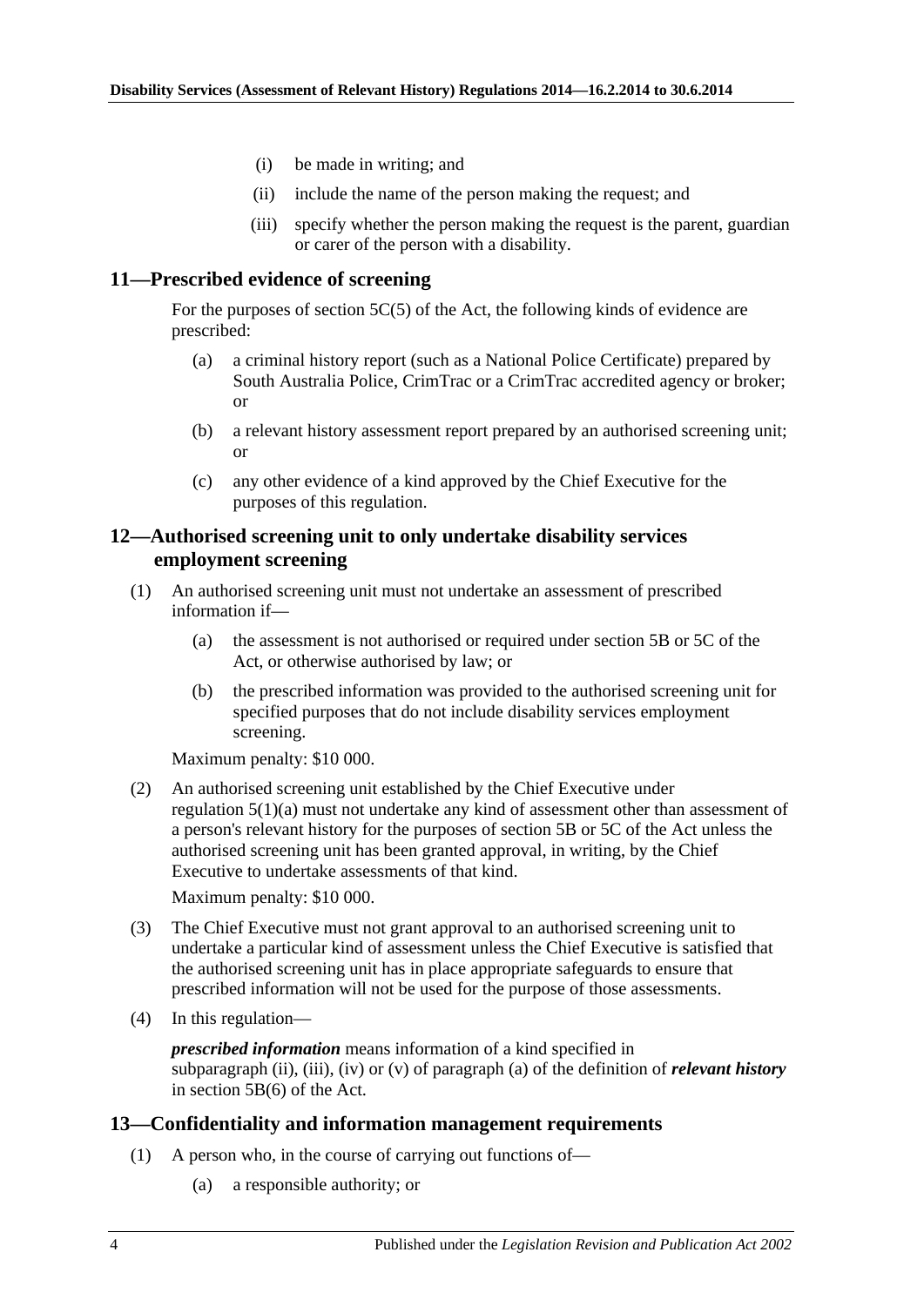(i) be made in writing; and

(ii) include the name of the person making the request; and

(iii) specify whether the person making the request is the parent, guardian or carer of the person with a disability.

## 11—Prescribed evidence of screening

For the purposes of section 5C(5) of the Act, the following kinds of evidence are prescribed:

(a) a criminal history report (such as a National Police Certificate) prepared by South Australia Police, CrimTrac or a CrimTrac accredited agency or broker; or

(b) a relevant history assessment report prepared by an authorised screening unit; or

(c) any other evidence of a kind approved by the Chief Executive for the purposes of this regulation.

## 12—Authorised screening unit to only undertake disability services employment screening

(1) An authorised screening unit must not undertake an assessment of prescribed information if—

(a) the assessment is not authorised or required under section 5B or 5C of the Act, or otherwise authorised by law; or

(b) the prescribed information was provided to the authorised screening unit for specified purposes that do not include disability services employment screening.

Maximum penalty: $10 000.

(2) An authorised screening unit established by the Chief Executive under regulation 5(1)(a) must not undertake any kind of assessment other than assessment of a person's relevant history for the purposes of section 5B or 5C of the Act unless the authorised screening unit has been granted approval, in writing, by the Chief Executive to undertake assessments of that kind.

Maximum penalty: $10 000.

(3) The Chief Executive must not grant approval to an authorised screening unit to undertake a particular kind of assessment unless the Chief Executive is satisfied that the authorised screening unit has in place appropriate safeguards to ensure that prescribed information will not be used for the purpose of those assessments.

(4) In this regulation—

***prescribed information*** means information of a kind specified in subparagraph (ii), (iii), (iv) or (v) of paragraph (a) of the definition of ***relevant history*** in section 5B(6) of the Act.

## 13—Confidentiality and information management requirements

(1) A person who, in the course of carrying out functions of—

(a) a responsible authority; or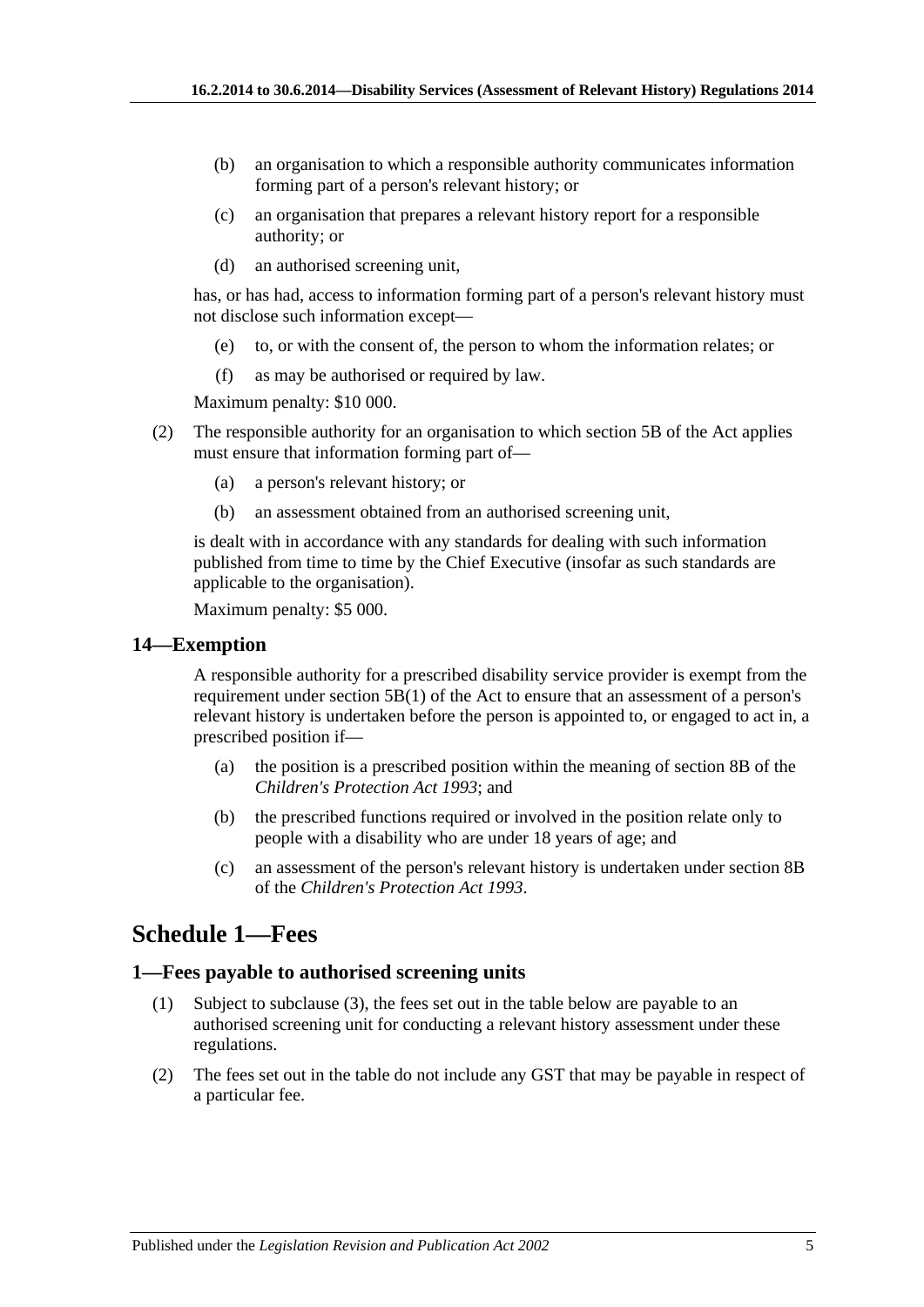(b) an organisation to which a responsible authority communicates information forming part of a person's relevant history; or

(c) an organisation that prepares a relevant history report for a responsible authority; or

(d) an authorised screening unit,

has, or has had, access to information forming part of a person's relevant history must not disclose such information except—

(e) to, or with the consent of, the person to whom the information relates; or

(f) as may be authorised or required by law.

Maximum penalty: $10 000.

(2) The responsible authority for an organisation to which section 5B of the Act applies must ensure that information forming part of—

(a) a person's relevant history; or

(b) an assessment obtained from an authorised screening unit,

is dealt with in accordance with any standards for dealing with such information published from time to time by the Chief Executive (insofar as such standards are applicable to the organisation).

Maximum penalty: $5 000.

### 14—Exemption

A responsible authority for a prescribed disability service provider is exempt from the requirement under section 5B(1) of the Act to ensure that an assessment of a person's relevant history is undertaken before the person is appointed to, or engaged to act in, a prescribed position if—

(a) the position is a prescribed position within the meaning of section 8B of the *Children's Protection Act 1993*; and

(b) the prescribed functions required or involved in the position relate only to people with a disability who are under 18 years of age; and

(c) an assessment of the person's relevant history is undertaken under section 8B of the *Children's Protection Act 1993*.

## Schedule 1—Fees

### 1—Fees payable to authorised screening units

(1) Subject to subclause (3), the fees set out in the table below are payable to an authorised screening unit for conducting a relevant history assessment under these regulations.

(2) The fees set out in the table do not include any GST that may be payable in respect of a particular fee.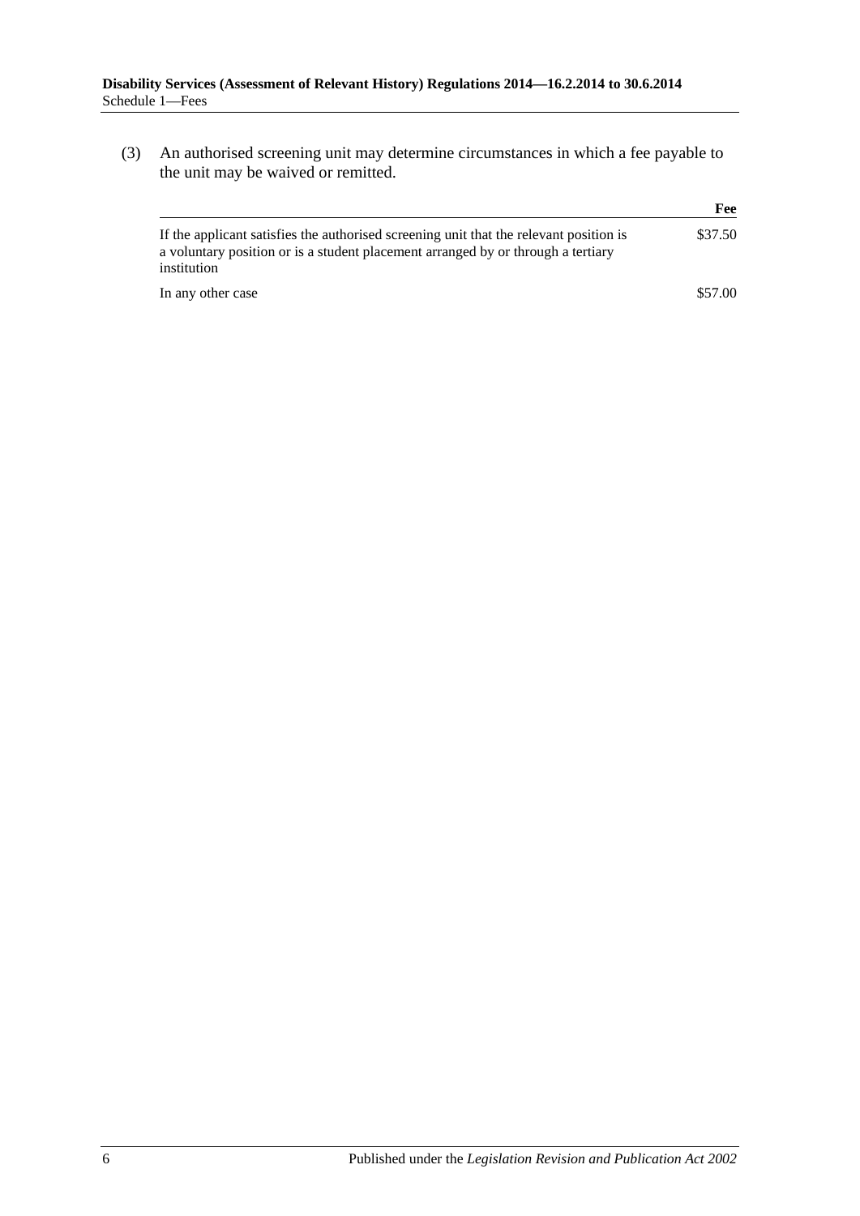(3) An authorised screening unit may determine circumstances in which a fee payable to the unit may be waived or remitted.

| | Fee |
|---|---|
| If the applicant satisfies the authorised screening unit that the relevant position is a voluntary position or is a student placement arranged by or through a tertiary institution | \$37.50 |
| In any other case | \$57.00 |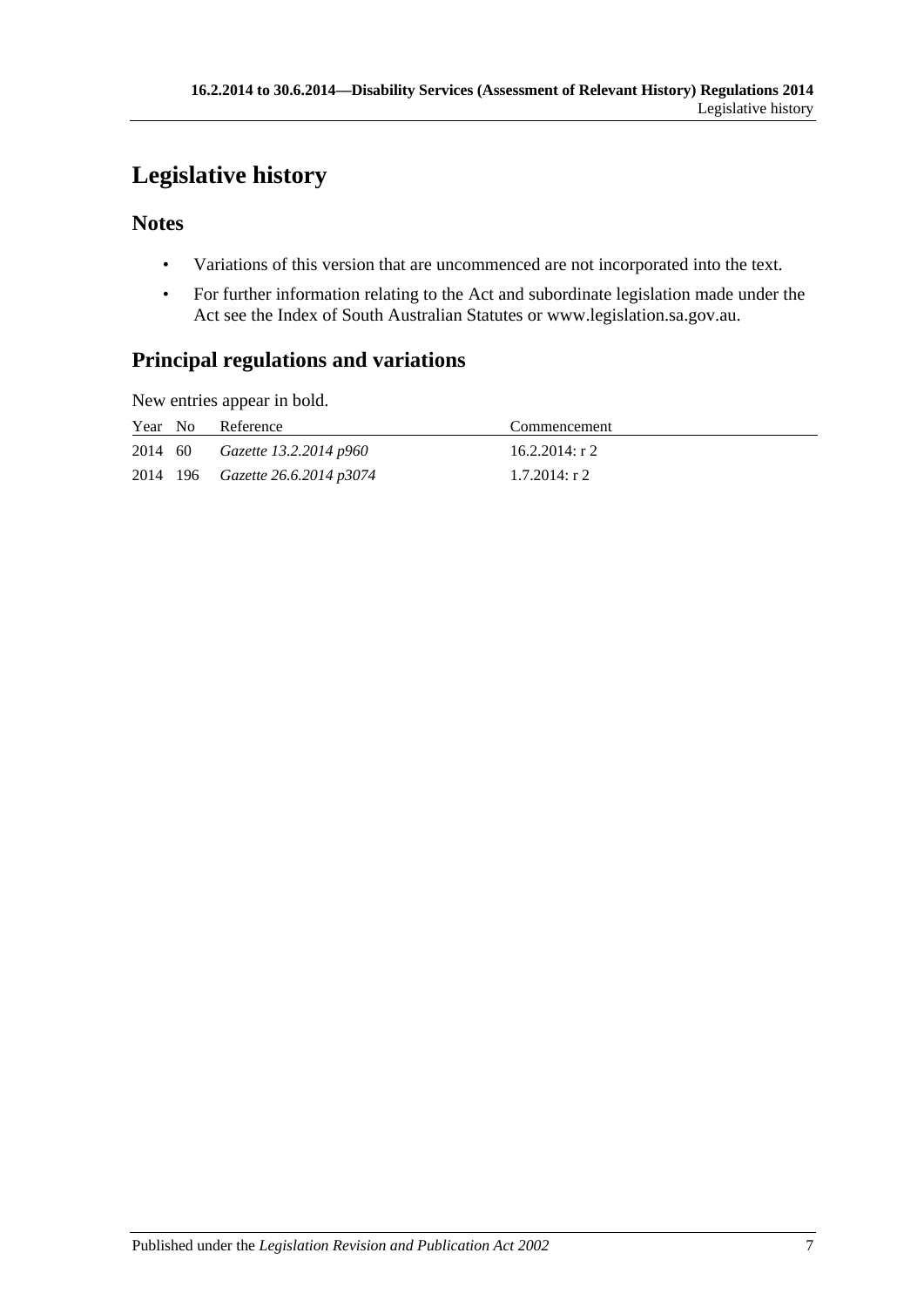# Legislative history

## Notes

- Variations of this version that are uncommenced are not incorporated into the text.
- For further information relating to the Act and subordinate legislation made under the Act see the Index of South Australian Statutes or www.legislation.sa.gov.au.

## Principal regulations and variations

New entries appear in bold.

| Year | No | Reference | Commencement |
|---|---|---|---|
| 2014 | 60 | *Gazette 13.2.2014 p960* | 16.2.2014: r 2 |
| 2014 | 196 | *Gazette 26.6.2014 p3074* | 1.7.2014: r 2 |